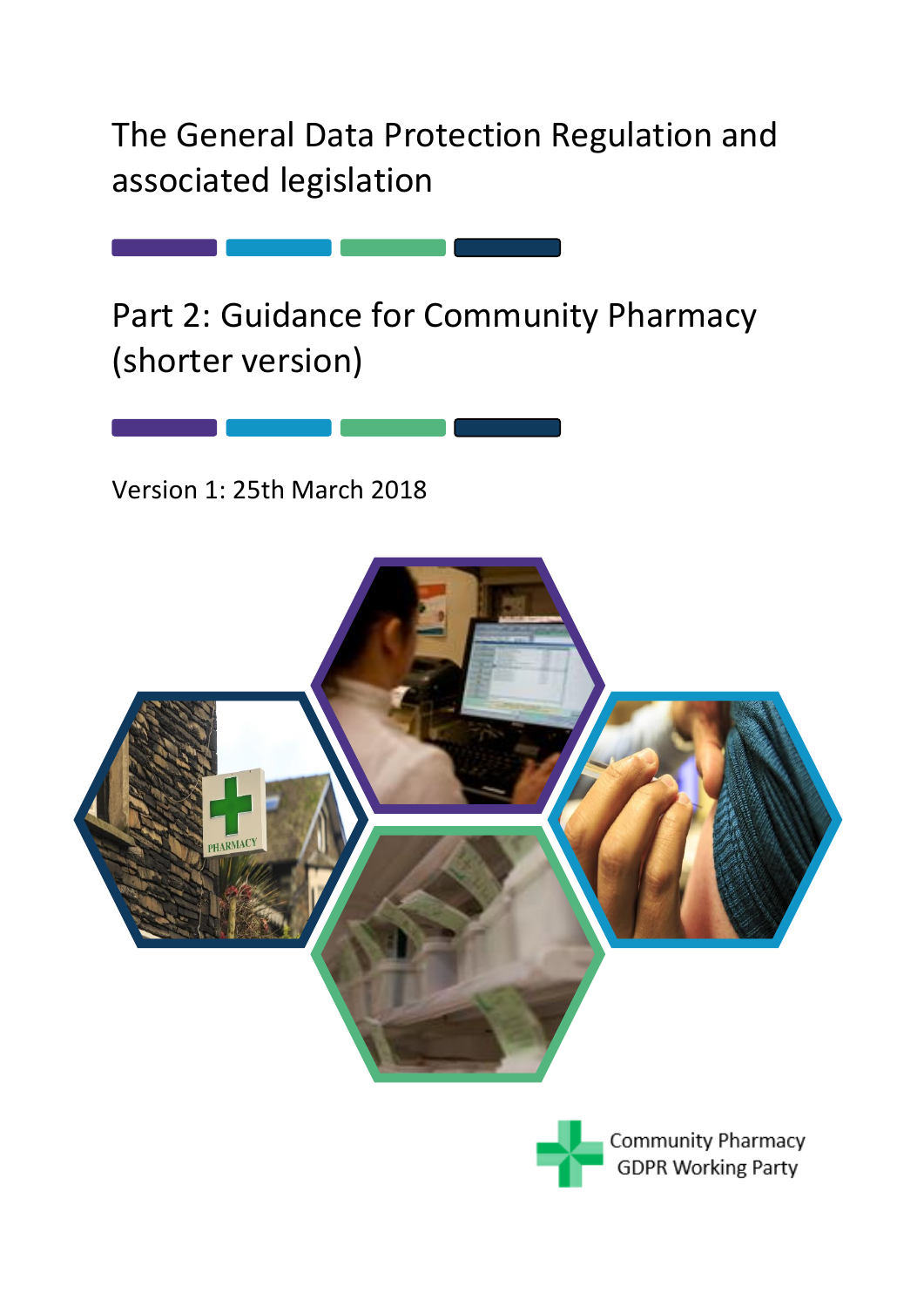# The General Data Protection Regulation and associated legislation

## Part 2: Guidance for Community Pharmacy (shorter version)

Version 1: 25th March 2018

Community Pharmacy GDPR Working Party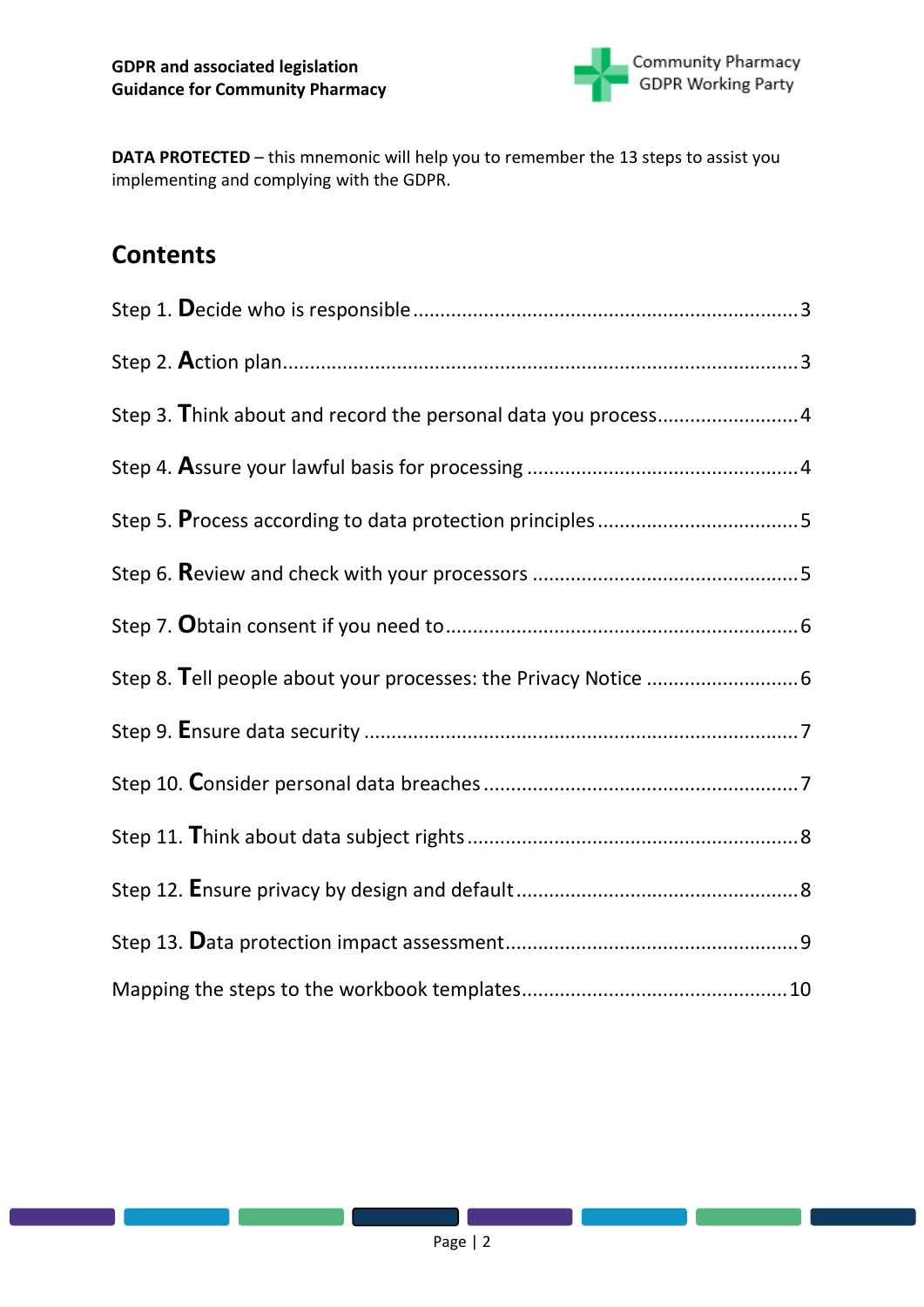**DATA PROTECTED** – this mnemonic will help you to remember the 13 steps to assist you implementing and complying with the GDPR.

## Contents

Step 1. **D**ecide who is responsible ..... 3

Step 2. **A**ction plan ..... 3

Step 3. **T**hink about and record the personal data you process ..... 4

Step 4. **A**ssure your lawful basis for processing ..... 4

Step 5. **P**rocess according to data protection principles ..... 5

Step 6. **R**eview and check with your processors ..... 5

Step 7. **O**btain consent if you need to ..... 6

Step 8. **T**ell people about your processes: the Privacy Notice ..... 6

Step 9. **E**nsure data security ..... 7

Step 10. **C**onsider personal data breaches ..... 7

Step 11. **T**hink about data subject rights ..... 8

Step 12. **E**nsure privacy by design and default ..... 8

Step 13. **D**ata protection impact assessment ..... 9

Mapping the steps to the workbook templates ..... 10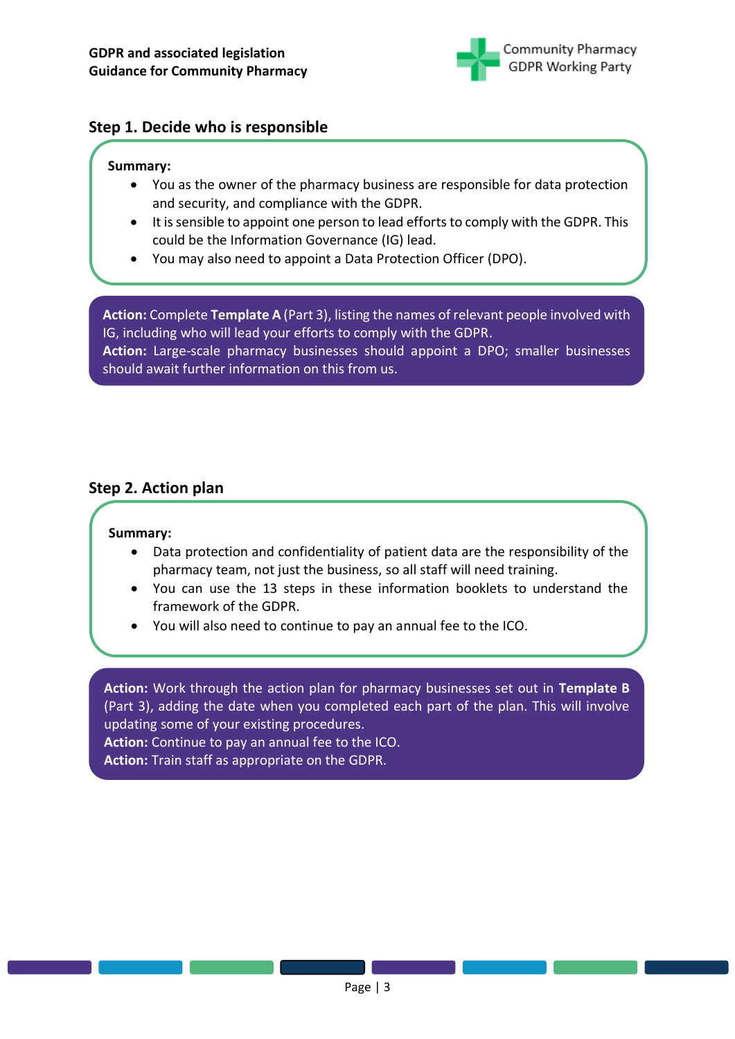## Step 1. Decide who is responsible

**Summary:**

- You as the owner of the pharmacy business are responsible for data protection and security, and compliance with the GDPR.
- It is sensible to appoint one person to lead efforts to comply with the GDPR. This could be the Information Governance (IG) lead.
- You may also need to appoint a Data Protection Officer (DPO).

**Action:** Complete **Template A** (Part 3), listing the names of relevant people involved with IG, including who will lead your efforts to comply with the GDPR.
**Action:** Large-scale pharmacy businesses should appoint a DPO; smaller businesses should await further information on this from us.

## Step 2. Action plan

**Summary:**

- Data protection and confidentiality of patient data are the responsibility of the pharmacy team, not just the business, so all staff will need training.
- You can use the 13 steps in these information booklets to understand the framework of the GDPR.
- You will also need to continue to pay an annual fee to the ICO.

**Action:** Work through the action plan for pharmacy businesses set out in **Template B** (Part 3), adding the date when you completed each part of the plan. This will involve updating some of your existing procedures.
**Action:** Continue to pay an annual fee to the ICO.
**Action:** Train staff as appropriate on the GDPR.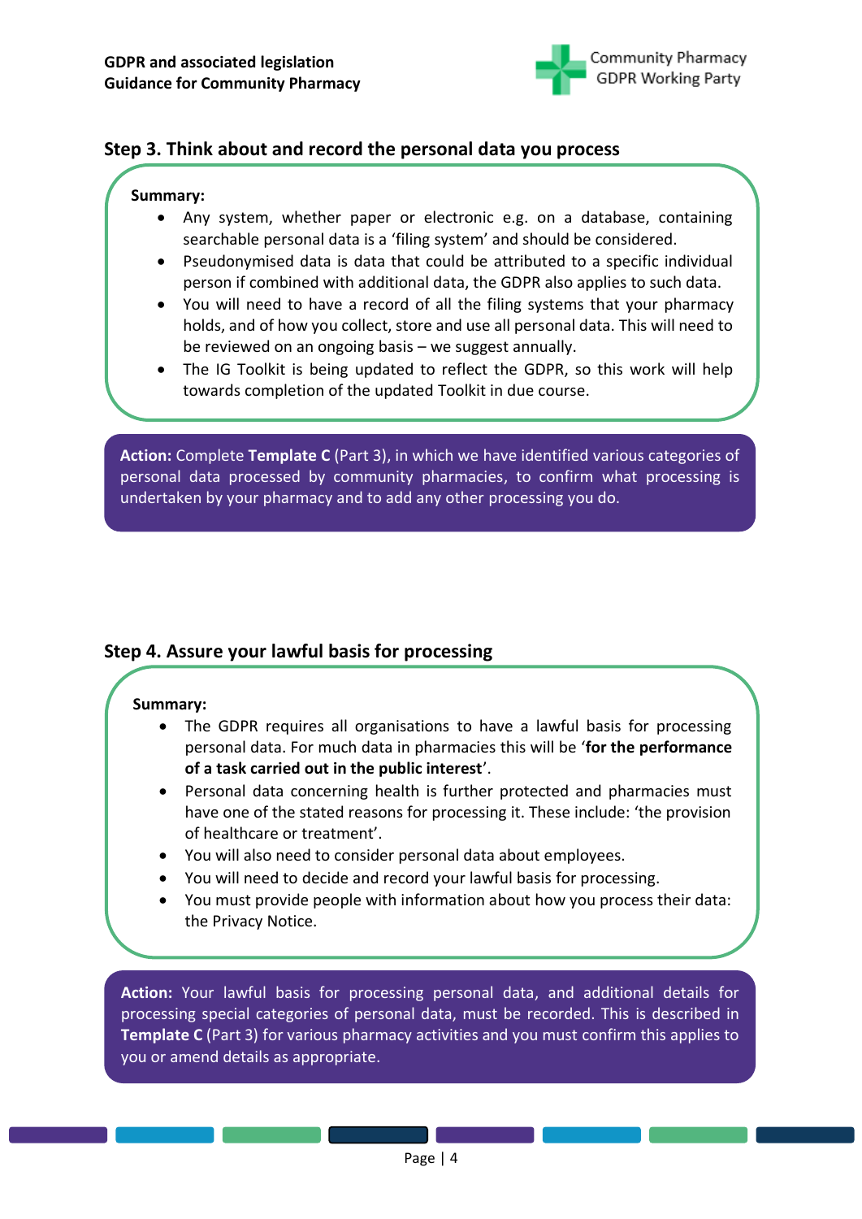## Step 3. Think about and record the personal data you process

**Summary:**

- Any system, whether paper or electronic e.g. on a database, containing searchable personal data is a 'filing system' and should be considered.
- Pseudonymised data is data that could be attributed to a specific individual person if combined with additional data, the GDPR also applies to such data.
- You will need to have a record of all the filing systems that your pharmacy holds, and of how you collect, store and use all personal data. This will need to be reviewed on an ongoing basis – we suggest annually.
- The IG Toolkit is being updated to reflect the GDPR, so this work will help towards completion of the updated Toolkit in due course.

**Action:** Complete **Template C** (Part 3), in which we have identified various categories of personal data processed by community pharmacies, to confirm what processing is undertaken by your pharmacy and to add any other processing you do.

## Step 4. Assure your lawful basis for processing

**Summary:**

- The GDPR requires all organisations to have a lawful basis for processing personal data. For much data in pharmacies this will be '**for the performance of a task carried out in the public interest**'.
- Personal data concerning health is further protected and pharmacies must have one of the stated reasons for processing it. These include: 'the provision of healthcare or treatment'.
- You will also need to consider personal data about employees.
- You will need to decide and record your lawful basis for processing.
- You must provide people with information about how you process their data: the Privacy Notice.

**Action:** Your lawful basis for processing personal data, and additional details for processing special categories of personal data, must be recorded. This is described in **Template C** (Part 3) for various pharmacy activities and you must confirm this applies to you or amend details as appropriate.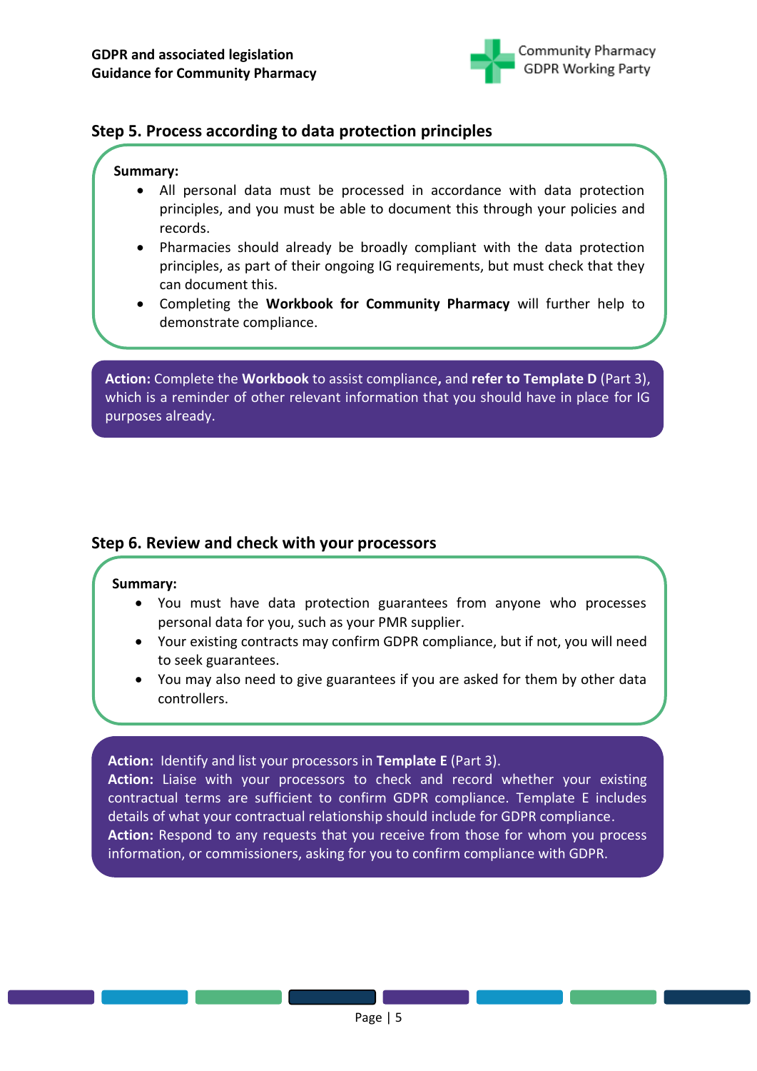## Step 5. Process according to data protection principles

**Summary:**

- All personal data must be processed in accordance with data protection principles, and you must be able to document this through your policies and records.
- Pharmacies should already be broadly compliant with the data protection principles, as part of their ongoing IG requirements, but must check that they can document this.
- Completing the **Workbook for Community Pharmacy** will further help to demonstrate compliance.

**Action:** Complete the **Workbook** to assist compliance**,** and **refer to Template D** (Part 3), which is a reminder of other relevant information that you should have in place for IG purposes already.

## Step 6. Review and check with your processors

**Summary:**

- You must have data protection guarantees from anyone who processes personal data for you, such as your PMR supplier.
- Your existing contracts may confirm GDPR compliance, but if not, you will need to seek guarantees.
- You may also need to give guarantees if you are asked for them by other data controllers.

**Action:** Identify and list your processors in **Template E** (Part 3).
**Action:** Liaise with your processors to check and record whether your existing contractual terms are sufficient to confirm GDPR compliance. Template E includes details of what your contractual relationship should include for GDPR compliance.
**Action:** Respond to any requests that you receive from those for whom you process information, or commissioners, asking for you to confirm compliance with GDPR.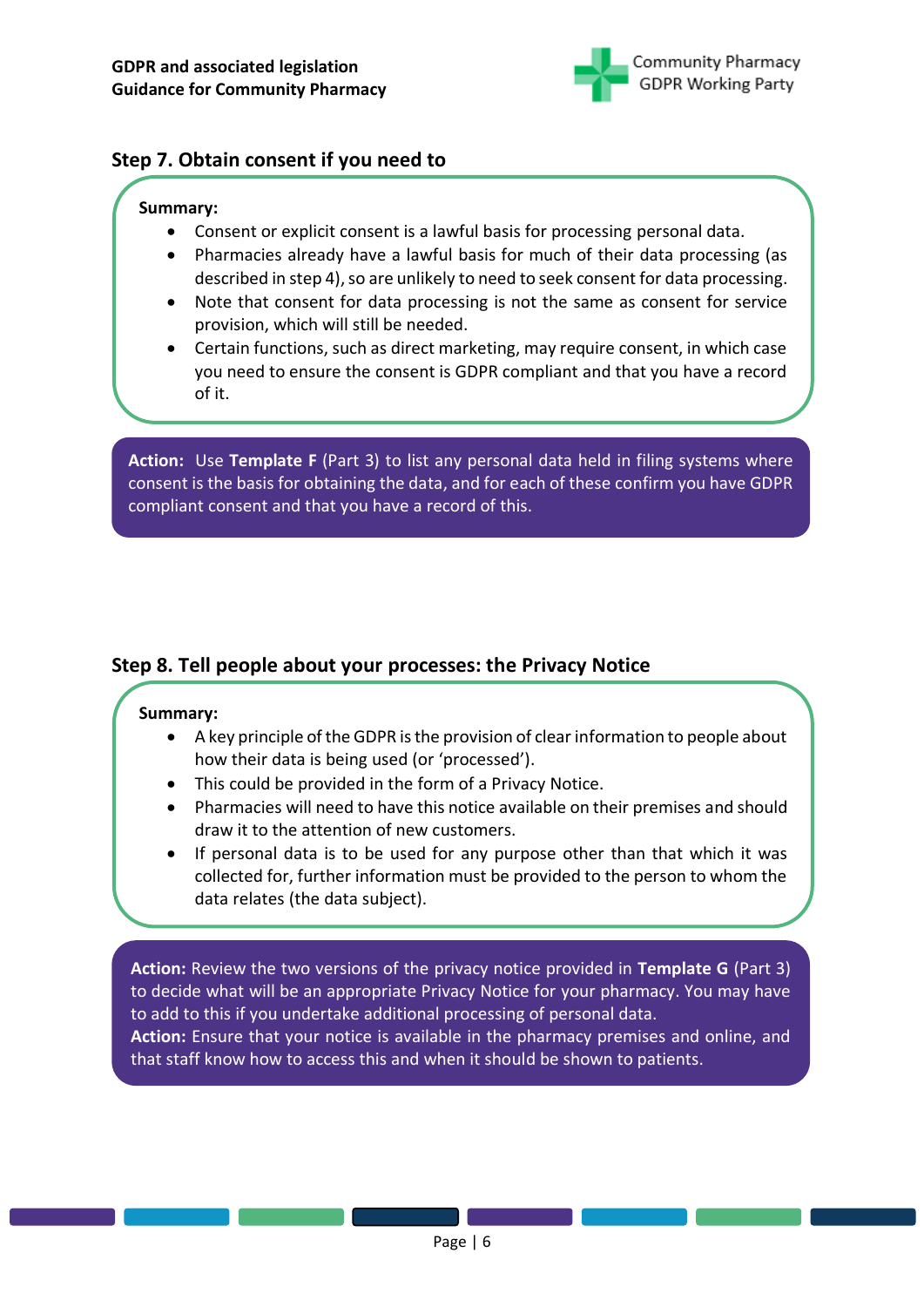## Step 7. Obtain consent if you need to

**Summary:**

- Consent or explicit consent is a lawful basis for processing personal data.
- Pharmacies already have a lawful basis for much of their data processing (as described in step 4), so are unlikely to need to seek consent for data processing.
- Note that consent for data processing is not the same as consent for service provision, which will still be needed.
- Certain functions, such as direct marketing, may require consent, in which case you need to ensure the consent is GDPR compliant and that you have a record of it.

**Action:** Use **Template F** (Part 3) to list any personal data held in filing systems where consent is the basis for obtaining the data, and for each of these confirm you have GDPR compliant consent and that you have a record of this.

## Step 8. Tell people about your processes: the Privacy Notice

**Summary:**

- A key principle of the GDPR is the provision of clear information to people about how their data is being used (or 'processed').
- This could be provided in the form of a Privacy Notice.
- Pharmacies will need to have this notice available on their premises and should draw it to the attention of new customers.
- If personal data is to be used for any purpose other than that which it was collected for, further information must be provided to the person to whom the data relates (the data subject).

**Action:** Review the two versions of the privacy notice provided in **Template G** (Part 3) to decide what will be an appropriate Privacy Notice for your pharmacy. You may have to add to this if you undertake additional processing of personal data.
**Action:** Ensure that your notice is available in the pharmacy premises and online, and that staff know how to access this and when it should be shown to patients.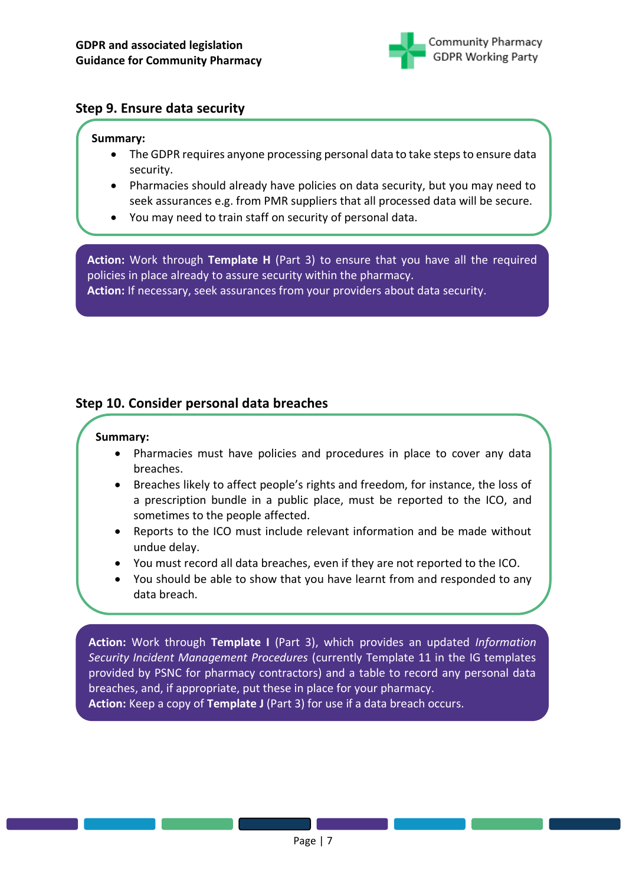## Step 9. Ensure data security

**Summary:**

- The GDPR requires anyone processing personal data to take steps to ensure data security.
- Pharmacies should already have policies on data security, but you may need to seek assurances e.g. from PMR suppliers that all processed data will be secure.
- You may need to train staff on security of personal data.

**Action:** Work through **Template H** (Part 3) to ensure that you have all the required policies in place already to assure security within the pharmacy.
**Action:** If necessary, seek assurances from your providers about data security.

## Step 10. Consider personal data breaches

**Summary:**

- Pharmacies must have policies and procedures in place to cover any data breaches.
- Breaches likely to affect people's rights and freedom, for instance, the loss of a prescription bundle in a public place, must be reported to the ICO, and sometimes to the people affected.
- Reports to the ICO must include relevant information and be made without undue delay.
- You must record all data breaches, even if they are not reported to the ICO.
- You should be able to show that you have learnt from and responded to any data breach.

**Action:** Work through **Template I** (Part 3), which provides an updated *Information Security Incident Management Procedures* (currently Template 11 in the IG templates provided by PSNC for pharmacy contractors) and a table to record any personal data breaches, and, if appropriate, put these in place for your pharmacy.
**Action:** Keep a copy of **Template J** (Part 3) for use if a data breach occurs.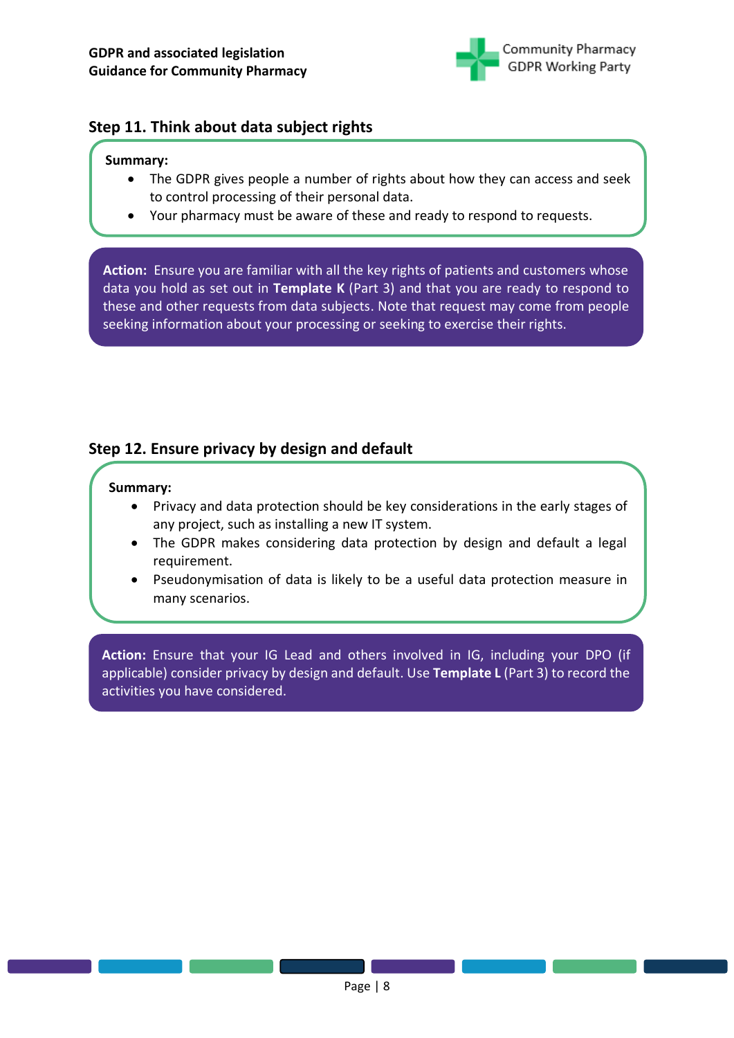## Step 11. Think about data subject rights

**Summary:**

- The GDPR gives people a number of rights about how they can access and seek to control processing of their personal data.
- Your pharmacy must be aware of these and ready to respond to requests.

**Action:** Ensure you are familiar with all the key rights of patients and customers whose data you hold as set out in **Template K** (Part 3) and that you are ready to respond to these and other requests from data subjects. Note that request may come from people seeking information about your processing or seeking to exercise their rights.

## Step 12. Ensure privacy by design and default

**Summary:**

- Privacy and data protection should be key considerations in the early stages of any project, such as installing a new IT system.
- The GDPR makes considering data protection by design and default a legal requirement.
- Pseudonymisation of data is likely to be a useful data protection measure in many scenarios.

**Action:** Ensure that your IG Lead and others involved in IG, including your DPO (if applicable) consider privacy by design and default. Use **Template L** (Part 3) to record the activities you have considered.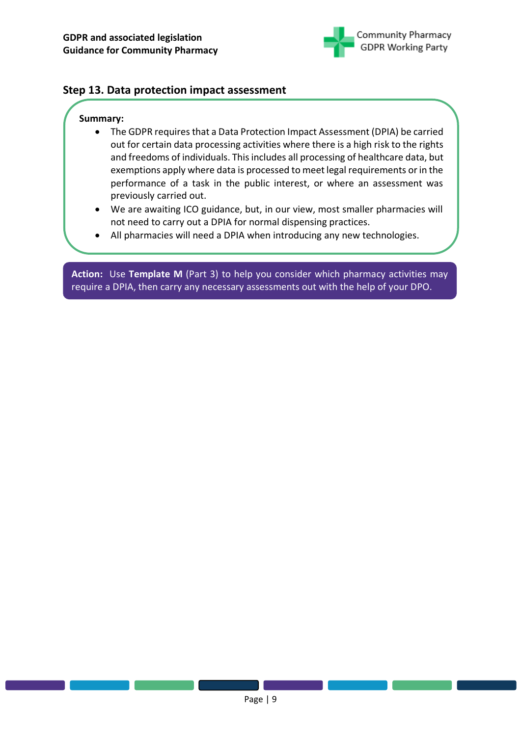## Step 13. Data protection impact assessment

**Summary:**

- The GDPR requires that a Data Protection Impact Assessment (DPIA) be carried out for certain data processing activities where there is a high risk to the rights and freedoms of individuals. This includes all processing of healthcare data, but exemptions apply where data is processed to meet legal requirements or in the performance of a task in the public interest, or where an assessment was previously carried out.
- We are awaiting ICO guidance, but, in our view, most smaller pharmacies will not need to carry out a DPIA for normal dispensing practices.
- All pharmacies will need a DPIA when introducing any new technologies.

**Action:** Use **Template M** (Part 3) to help you consider which pharmacy activities may require a DPIA, then carry any necessary assessments out with the help of your DPO.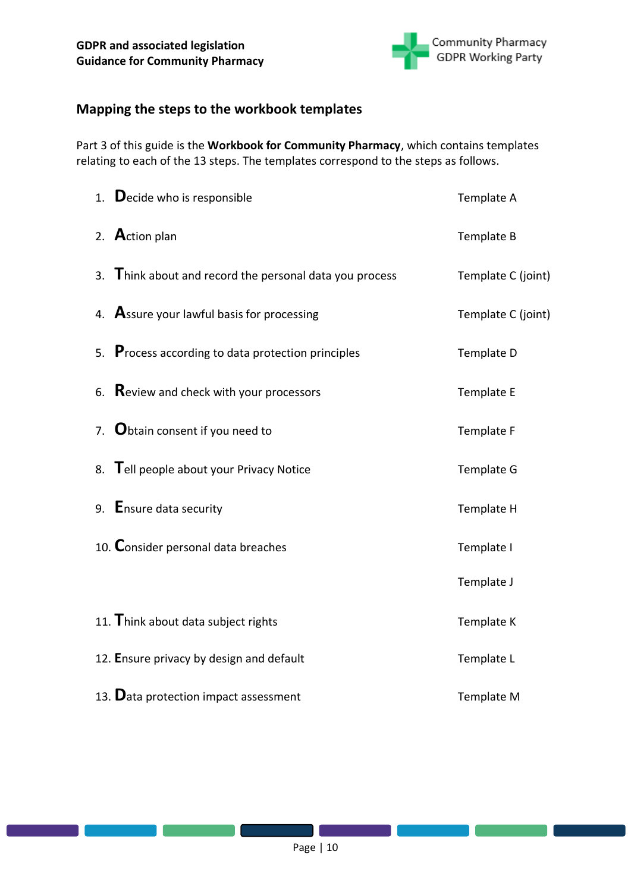## Mapping the steps to the workbook templates

Part 3 of this guide is the **Workbook for Community Pharmacy**, which contains templates relating to each of the 13 steps. The templates correspond to the steps as follows.

| | |
|---|---|
| 1. **D**ecide who is responsible | Template A |
| 2. **A**ction plan | Template B |
| 3. **T**hink about and record the personal data you process | Template C (joint) |
| 4. **A**ssure your lawful basis for processing | Template C (joint) |
| 5. **P**rocess according to data protection principles | Template D |
| 6. **R**eview and check with your processors | Template E |
| 7. **O**btain consent if you need to | Template F |
| 8. **T**ell people about your Privacy Notice | Template G |
| 9. **E**nsure data security | Template H |
| 10. **C**onsider personal data breaches | Template I |
| | Template J |
| 11. **T**hink about data subject rights | Template K |
| 12. **E**nsure privacy by design and default | Template L |
| 13. **D**ata protection impact assessment | Template M |